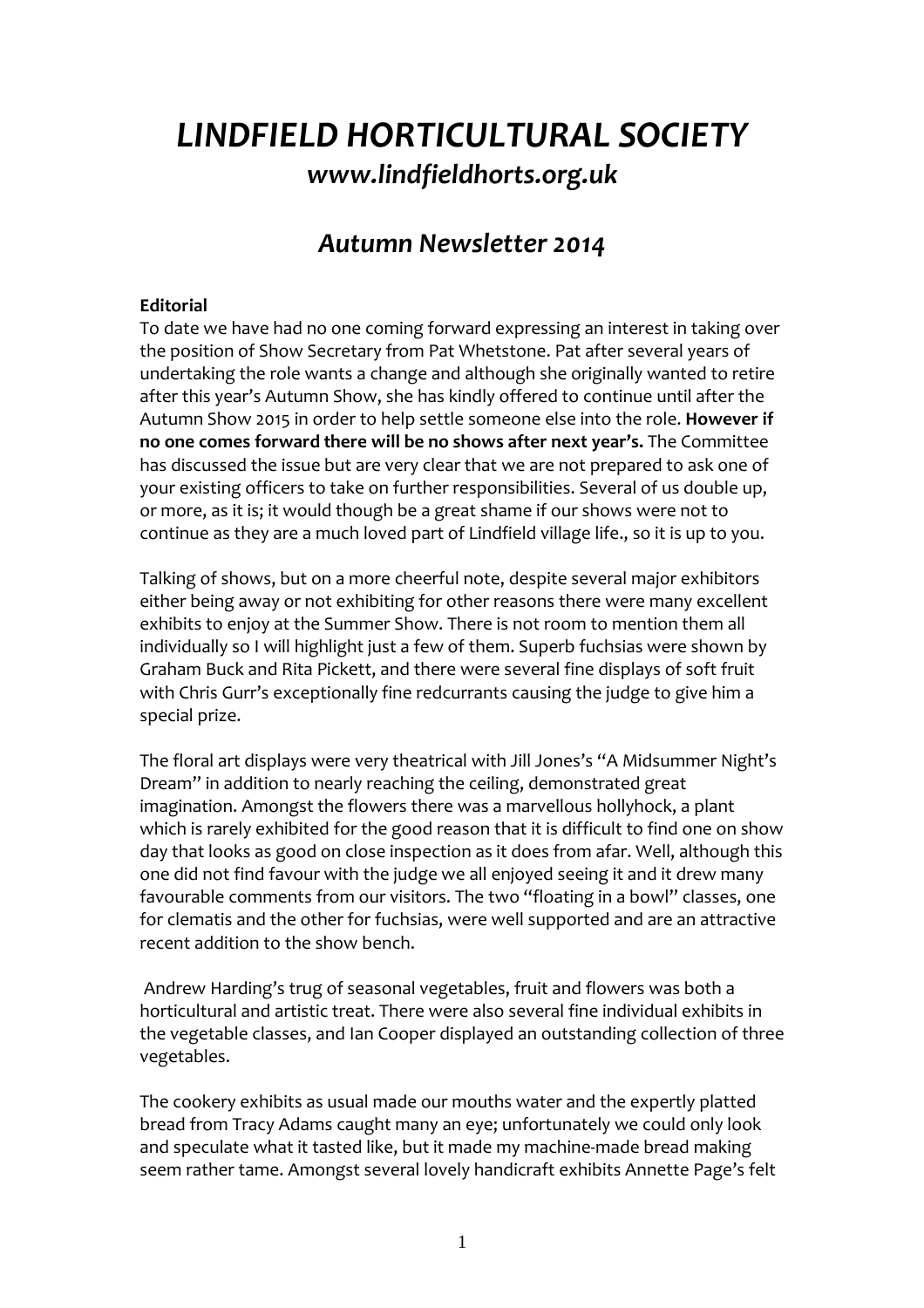# *LINDFIELD HORTICULTURAL SOCIETY*

## *www.lindfieldhorts.org.uk*

## *Autumn Newsletter 2014*

**Editorial**

To date we have had no one coming forward expressing an interest in taking over the position of Show Secretary from Pat Whetstone. Pat after several years of undertaking the role wants a change and although she originally wanted to retire after this year's Autumn Show, she has kindly offered to continue until after the Autumn Show 2015 in order to help settle someone else into the role. **However if no one comes forward there will be no shows after next year's.** The Committee has discussed the issue but are very clear that we are not prepared to ask one of your existing officers to take on further responsibilities. Several of us double up, or more, as it is; it would though be a great shame if our shows were not to continue as they are a much loved part of Lindfield village life., so it is up to you.

Talking of shows, but on a more cheerful note, despite several major exhibitors either being away or not exhibiting for other reasons there were many excellent exhibits to enjoy at the Summer Show. There is not room to mention them all individually so I will highlight just a few of them. Superb fuchsias were shown by Graham Buck and Rita Pickett, and there were several fine displays of soft fruit with Chris Gurr's exceptionally fine redcurrants causing the judge to give him a special prize.

The floral art displays were very theatrical with Jill Jones's "A Midsummer Night's Dream" in addition to nearly reaching the ceiling, demonstrated great imagination. Amongst the flowers there was a marvellous hollyhock, a plant which is rarely exhibited for the good reason that it is difficult to find one on show day that looks as good on close inspection as it does from afar. Well, although this one did not find favour with the judge we all enjoyed seeing it and it drew many favourable comments from our visitors. The two "floating in a bowl" classes, one for clematis and the other for fuchsias, were well supported and are an attractive recent addition to the show bench.

Andrew Harding's trug of seasonal vegetables, fruit and flowers was both a horticultural and artistic treat. There were also several fine individual exhibits in the vegetable classes, and Ian Cooper displayed an outstanding collection of three vegetables.

The cookery exhibits as usual made our mouths water and the expertly platted bread from Tracy Adams caught many an eye; unfortunately we could only look and speculate what it tasted like, but it made my machine-made bread making seem rather tame. Amongst several lovely handicraft exhibits Annette Page's felt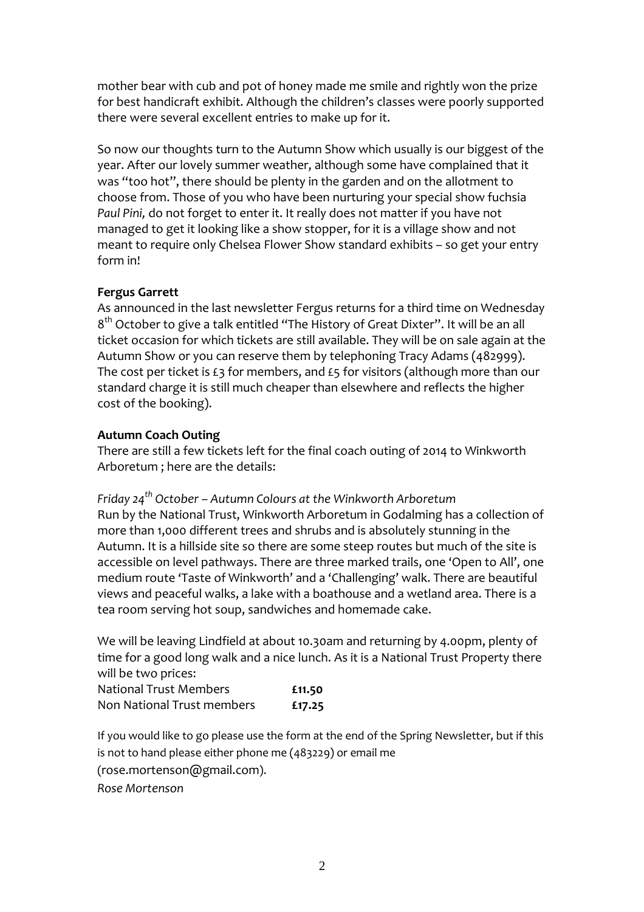mother bear with cub and pot of honey made me smile and rightly won the prize for best handicraft exhibit. Although the children's classes were poorly supported there were several excellent entries to make up for it.

So now our thoughts turn to the Autumn Show which usually is our biggest of the year. After our lovely summer weather, although some have complained that it was "too hot", there should be plenty in the garden and on the allotment to choose from. Those of you who have been nurturing your special show fuchsia *Paul Pini,* do not forget to enter it. It really does not matter if you have not managed to get it looking like a show stopper, for it is a village show and not meant to require only Chelsea Flower Show standard exhibits – so get your entry form in!

**Fergus Garrett**

As announced in the last newsletter Fergus returns for a third time on Wednesday 8th October to give a talk entitled "The History of Great Dixter". It will be an all ticket occasion for which tickets are still available. They will be on sale again at the Autumn Show or you can reserve them by telephoning Tracy Adams (482999). The cost per ticket is £3 for members, and £5 for visitors (although more than our standard charge it is still much cheaper than elsewhere and reflects the higher cost of the booking).

**Autumn Coach Outing**

There are still a few tickets left for the final coach outing of 2014 to Winkworth Arboretum ; here are the details:

*Friday 24th October – Autumn Colours at the Winkworth Arboretum*

Run by the National Trust, Winkworth Arboretum in Godalming has a collection of more than 1,000 different trees and shrubs and is absolutely stunning in the Autumn. It is a hillside site so there are some steep routes but much of the site is accessible on level pathways. There are three marked trails, one 'Open to All', one medium route 'Taste of Winkworth' and a 'Challenging' walk. There are beautiful views and peaceful walks, a lake with a boathouse and a wetland area. There is a tea room serving hot soup, sandwiches and homemade cake.

We will be leaving Lindfield at about 10.30am and returning by 4.00pm, plenty of time for a good long walk and a nice lunch. As it is a National Trust Property there will be two prices:

| | |
|---|---|
| National Trust Members | **£11.50** |
| Non National Trust members | **£17.25** |

If you would like to go please use the form at the end of the Spring Newsletter, but if this is not to hand please either phone me (483229) or email me (rose.mortenson@gmail.com).

*Rose Mortenson*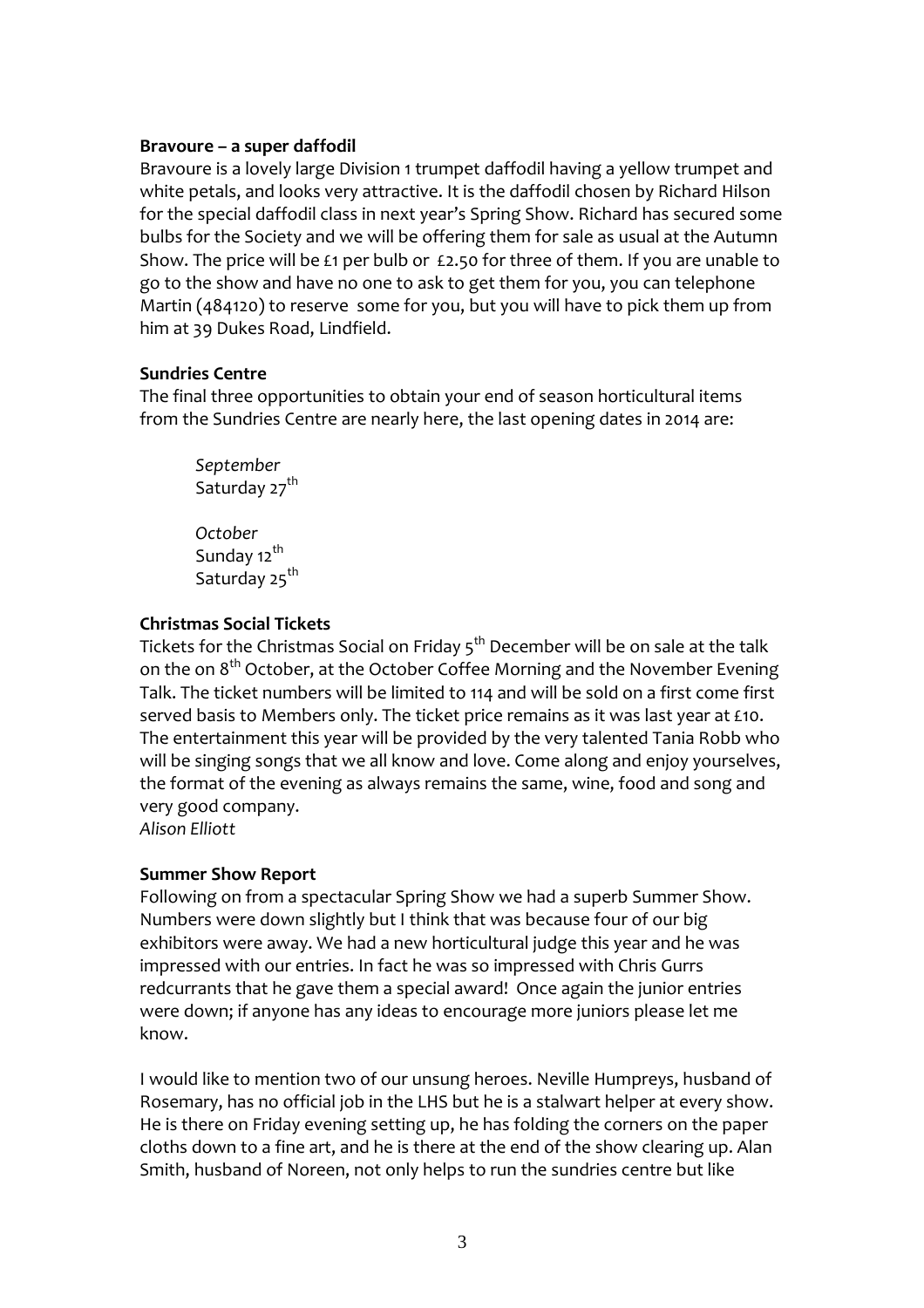**Bravoure – a super daffodil**

Bravoure is a lovely large Division 1 trumpet daffodil having a yellow trumpet and white petals, and looks very attractive. It is the daffodil chosen by Richard Hilson for the special daffodil class in next year's Spring Show. Richard has secured some bulbs for the Society and we will be offering them for sale as usual at the Autumn Show. The price will be £1 per bulb or £2.50 for three of them. If you are unable to go to the show and have no one to ask to get them for you, you can telephone Martin (484120) to reserve some for you, but you will have to pick them up from him at 39 Dukes Road, Lindfield.

**Sundries Centre**

The final three opportunities to obtain your end of season horticultural items from the Sundries Centre are nearly here, the last opening dates in 2014 are:

*September*
Saturday 27th

*October*
Sunday 12th
Saturday 25th

**Christmas Social Tickets**

Tickets for the Christmas Social on Friday 5th December will be on sale at the talk on the on 8th October, at the October Coffee Morning and the November Evening Talk. The ticket numbers will be limited to 114 and will be sold on a first come first served basis to Members only. The ticket price remains as it was last year at £10. The entertainment this year will be provided by the very talented Tania Robb who will be singing songs that we all know and love. Come along and enjoy yourselves, the format of the evening as always remains the same, wine, food and song and very good company.
*Alison Elliott*

**Summer Show Report**

Following on from a spectacular Spring Show we had a superb Summer Show. Numbers were down slightly but I think that was because four of our big exhibitors were away. We had a new horticultural judge this year and he was impressed with our entries. In fact he was so impressed with Chris Gurrs redcurrants that he gave them a special award! Once again the junior entries were down; if anyone has any ideas to encourage more juniors please let me know.

I would like to mention two of our unsung heroes. Neville Humpreys, husband of Rosemary, has no official job in the LHS but he is a stalwart helper at every show. He is there on Friday evening setting up, he has folding the corners on the paper cloths down to a fine art, and he is there at the end of the show clearing up. Alan Smith, husband of Noreen, not only helps to run the sundries centre but like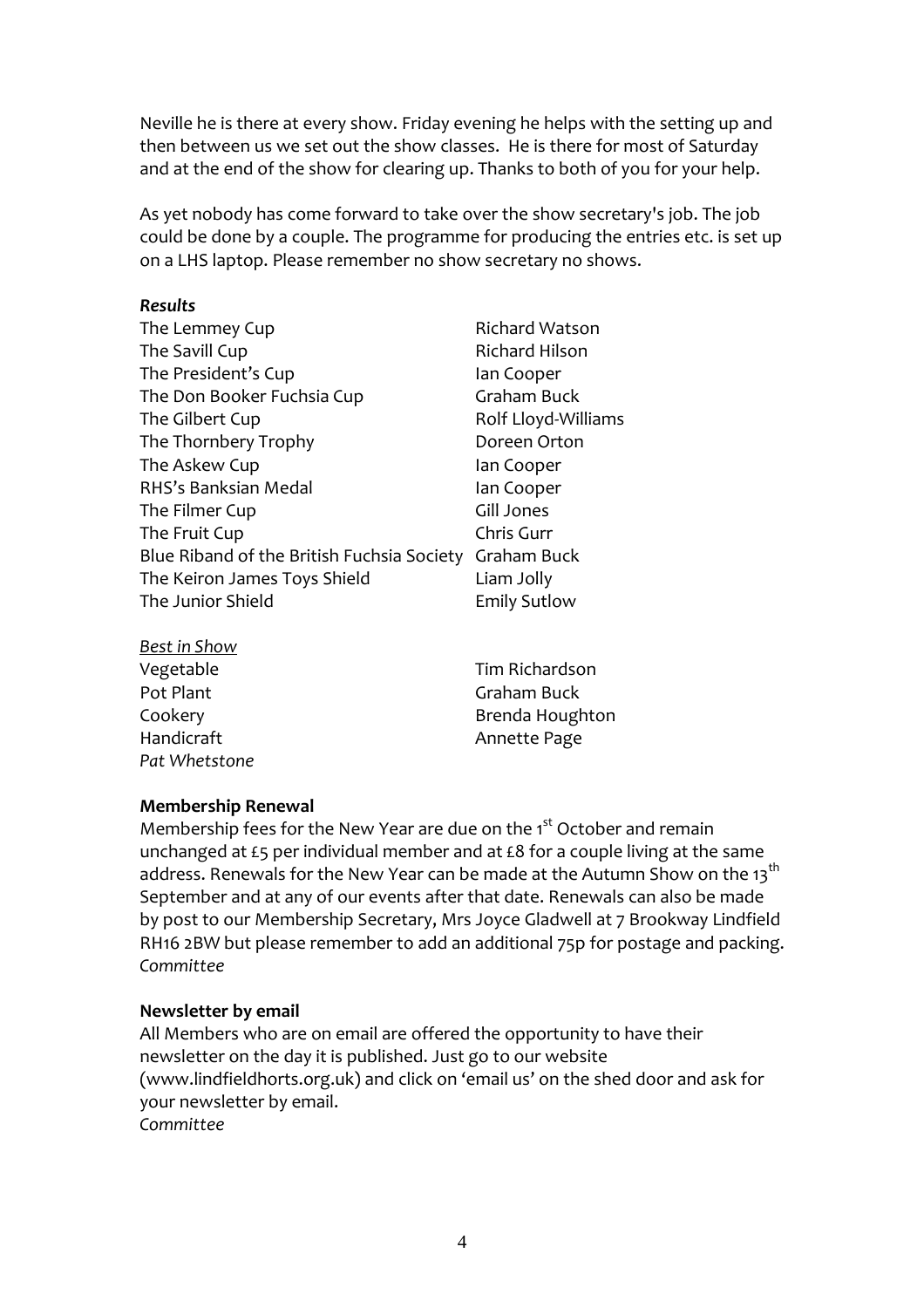Neville he is there at every show. Friday evening he helps with the setting up and then between us we set out the show classes. He is there for most of Saturday and at the end of the show for clearing up. Thanks to both of you for your help.

As yet nobody has come forward to take over the show secretary's job. The job could be done by a couple. The programme for producing the entries etc. is set up on a LHS laptop. Please remember no show secretary no shows.

***Results***

| | |
|---|---|
| The Lemmey Cup | Richard Watson |
| The Savill Cup | Richard Hilson |
| The President's Cup | Ian Cooper |
| The Don Booker Fuchsia Cup | Graham Buck |
| The Gilbert Cup | Rolf Lloyd-Williams |
| The Thornbery Trophy | Doreen Orton |
| The Askew Cup | Ian Cooper |
| RHS's Banksian Medal | Ian Cooper |
| The Filmer Cup | Gill Jones |
| The Fruit Cup | Chris Gurr |
| Blue Riband of the British Fuchsia Society | Graham Buck |
| The Keiron James Toys Shield | Liam Jolly |
| The Junior Shield | Emily Sutlow |

*Best in Show*

| | |
|---|---|
| Vegetable | Tim Richardson |
| Pot Plant | Graham Buck |
| Cookery | Brenda Houghton |
| Handicraft | Annette Page |

*Pat Whetstone*

**Membership Renewal**

Membership fees for the New Year are due on the 1st October and remain unchanged at £5 per individual member and at £8 for a couple living at the same address. Renewals for the New Year can be made at the Autumn Show on the 13th September and at any of our events after that date. Renewals can also be made by post to our Membership Secretary, Mrs Joyce Gladwell at 7 Brookway Lindfield RH16 2BW but please remember to add an additional 75p for postage and packing.
*Committee*

**Newsletter by email**

All Members who are on email are offered the opportunity to have their newsletter on the day it is published. Just go to our website (www.lindfieldhorts.org.uk) and click on 'email us' on the shed door and ask for your newsletter by email.
*Committee*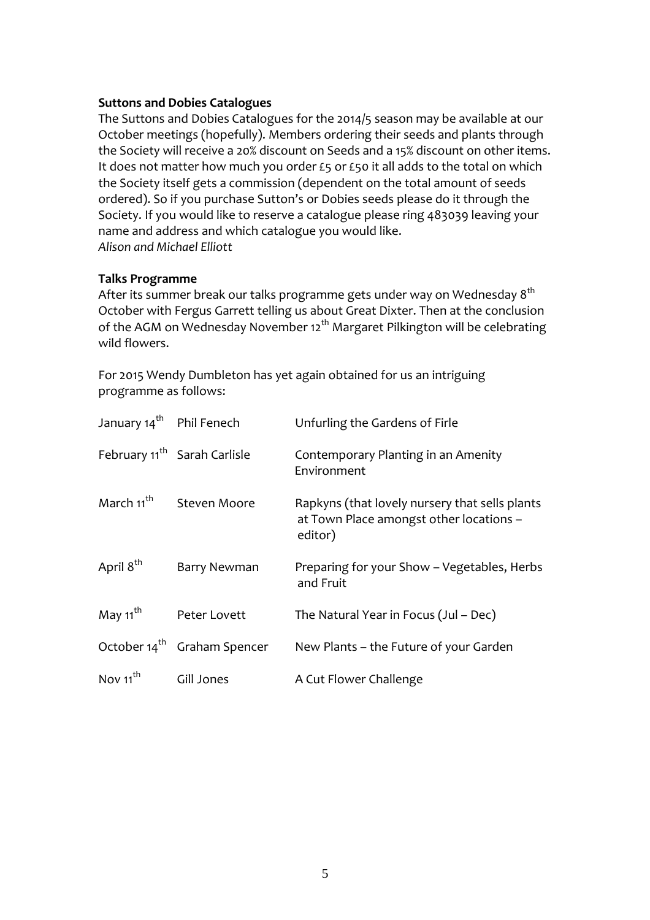**Suttons and Dobies Catalogues**

The Suttons and Dobies Catalogues for the 2014/5 season may be available at our October meetings (hopefully). Members ordering their seeds and plants through the Society will receive a 20% discount on Seeds and a 15% discount on other items. It does not matter how much you order £5 or £50 it all adds to the total on which the Society itself gets a commission (dependent on the total amount of seeds ordered). So if you purchase Sutton's or Dobies seeds please do it through the Society. If you would like to reserve a catalogue please ring 483039 leaving your name and address and which catalogue you would like.

*Alison and Michael Elliott*

**Talks Programme**

After its summer break our talks programme gets under way on Wednesday 8th October with Fergus Garrett telling us about Great Dixter. Then at the conclusion of the AGM on Wednesday November 12th Margaret Pilkington will be celebrating wild flowers.

For 2015 Wendy Dumbleton has yet again obtained for us an intriguing programme as follows:

| | | |
|---|---|---|
| January 14th | Phil Fenech | Unfurling the Gardens of Firle |
| February 11th | Sarah Carlisle | Contemporary Planting in an Amenity Environment |
| March 11th | Steven Moore | Rapkyns (that lovely nursery that sells plants at Town Place amongst other locations – editor) |
| April 8th | Barry Newman | Preparing for your Show – Vegetables, Herbs and Fruit |
| May 11th | Peter Lovett | The Natural Year in Focus (Jul – Dec) |
| October 14th | Graham Spencer | New Plants – the Future of your Garden |
| Nov 11th | Gill Jones | A Cut Flower Challenge |